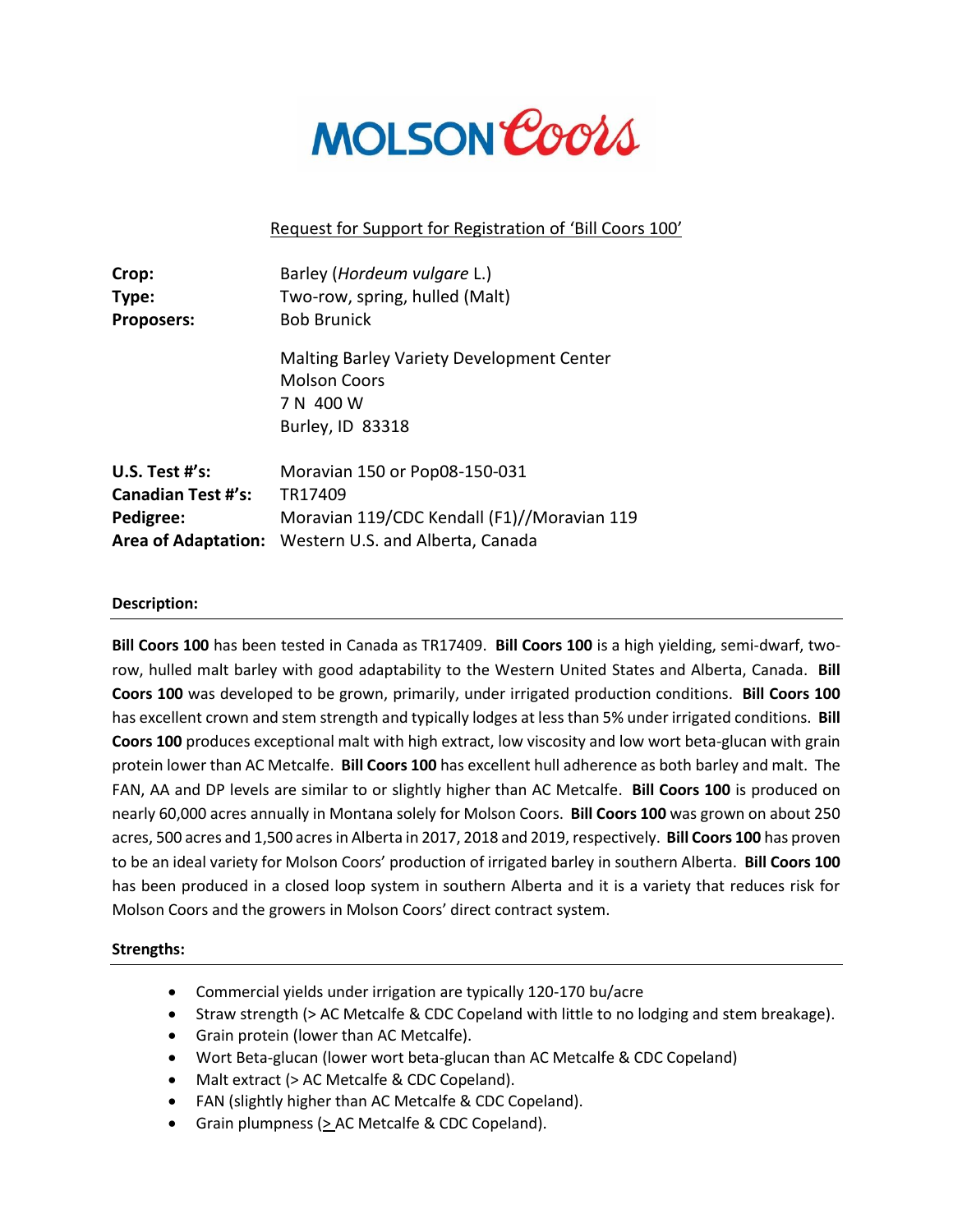MOLSON Coors

Request for Support for Registration of 'Bill Coors 100'

**Crop:** Barley (*Hordeum vulgare* L.)
**Type:** Two-row, spring, hulled (Malt)
**Proposers:** Bob Brunick

Malting Barley Variety Development Center
Molson Coors
7 N 400 W
Burley, ID 83318

**U.S. Test #'s:** Moravian 150 or Pop08-150-031
**Canadian Test #'s:** TR17409
**Pedigree:** Moravian 119/CDC Kendall (F1)//Moravian 119
**Area of Adaptation:** Western U.S. and Alberta, Canada

## Description:

**Bill Coors 100** has been tested in Canada as TR17409. **Bill Coors 100** is a high yielding, semi-dwarf, two-row, hulled malt barley with good adaptability to the Western United States and Alberta, Canada. **Bill Coors 100** was developed to be grown, primarily, under irrigated production conditions. **Bill Coors 100** has excellent crown and stem strength and typically lodges at less than 5% under irrigated conditions. **Bill Coors 100** produces exceptional malt with high extract, low viscosity and low wort beta-glucan with grain protein lower than AC Metcalfe. **Bill Coors 100** has excellent hull adherence as both barley and malt. The FAN, AA and DP levels are similar to or slightly higher than AC Metcalfe. **Bill Coors 100** is produced on nearly 60,000 acres annually in Montana solely for Molson Coors. **Bill Coors 100** was grown on about 250 acres, 500 acres and 1,500 acres in Alberta in 2017, 2018 and 2019, respectively. **Bill Coors 100** has proven to be an ideal variety for Molson Coors' production of irrigated barley in southern Alberta. **Bill Coors 100** has been produced in a closed loop system in southern Alberta and it is a variety that reduces risk for Molson Coors and the growers in Molson Coors' direct contract system.

## Strengths:

- Commercial yields under irrigation are typically 120-170 bu/acre
- Straw strength (> AC Metcalfe & CDC Copeland with little to no lodging and stem breakage).
- Grain protein (lower than AC Metcalfe).
- Wort Beta-glucan (lower wort beta-glucan than AC Metcalfe & CDC Copeland)
- Malt extract (> AC Metcalfe & CDC Copeland).
- FAN (slightly higher than AC Metcalfe & CDC Copeland).
- Grain plumpness (≥ AC Metcalfe & CDC Copeland).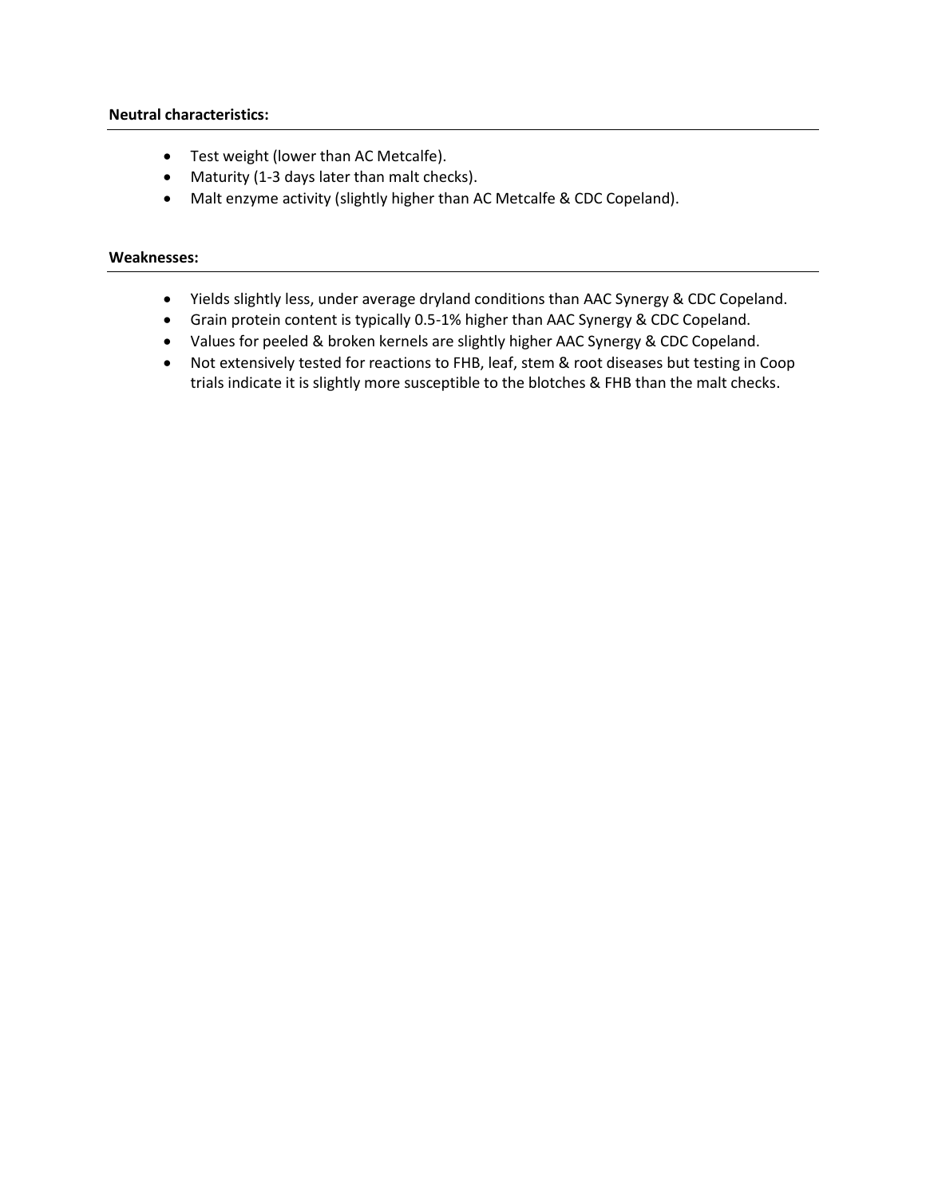**Neutral characteristics:**

- Test weight (lower than AC Metcalfe).
- Maturity (1-3 days later than malt checks).
- Malt enzyme activity (slightly higher than AC Metcalfe & CDC Copeland).

**Weaknesses:**

- Yields slightly less, under average dryland conditions than AAC Synergy & CDC Copeland.
- Grain protein content is typically 0.5-1% higher than AAC Synergy & CDC Copeland.
- Values for peeled & broken kernels are slightly higher AAC Synergy & CDC Copeland.
- Not extensively tested for reactions to FHB, leaf, stem & root diseases but testing in Coop trials indicate it is slightly more susceptible to the blotches & FHB than the malt checks.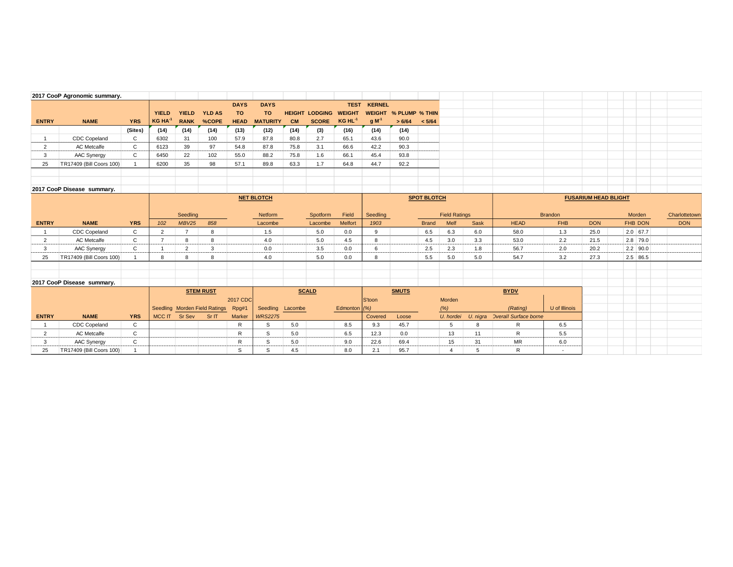**2017 CooP Agronomic summary.**

| ENTRY | NAME | YRS | YIELD KG HA$^{-1}$ | YIELD RANK | YLD AS %COPE | DAYS TO HEAD | DAYS TO MATURITY | HEIGHT CM | LODGING SCORE | TEST WEIGHT KG HL$^{-1}$ | KERNEL WEIGHT g M$^{-1}$ | % PLUMP > 6/64 | % THIN < 5/64 |
|---|---|---|---|---|---|---|---|---|---|---|---|---|---|
| | | (Sites) | (14) | (14) | (14) | (13) | (12) | (14) | (3) | (16) | (14) | (14) | |
| 1 | CDC Copeland | C | 6302 | 31 | 100 | 57.9 | 87.8 | 80.8 | 2.7 | 65.1 | 43.6 | 90.0 | |
| 2 | AC Metcalfe | C | 6123 | 39 | 97 | 54.8 | 87.8 | 75.8 | 3.1 | 66.6 | 42.2 | 90.3 | |
| 3 | AAC Synergy | C | 6450 | 22 | 102 | 55.0 | 88.2 | 75.8 | 1.6 | 66.1 | 45.4 | 93.8 | |
| 25 | TR17409 (Bill Coors 100) | 1 | 6200 | 35 | 98 | 57.1 | 89.8 | 63.3 | 1.7 | 64.8 | 44.7 | 92.2 | |

**2017 CooP Disease summary.**

| | | | NET BLOTCH | | | | | | SPOT BLOTCH | | | | FUSARIUM HEAD BLIGHT | | | | | |
|---|---|---|---|---|---|---|---|---|---|---|---|---|---|---|---|---|---|---|
| | | | Seedling | | | Netform | Spotform | Field | Seedling | Field Ratings | | | Brandon | | | Morden | | Charlottetown |
| ENTRY | NAME | YRS | *102* | *MBV25* | *858* | Lacombe | Lacombe | Melfort | *1903* | Brand | Melf | Sask | HEAD | FHB | DON | FHB | DON | DON |
| 1 | CDC Copeland | C | 2 | 7 | 8 | 1.5 | 5.0 | 0.0 | 9 | 6.5 | 6.3 | 6.0 | 58.0 | 1.3 | 25.0 | 2.0 | 67.7 | |
| 2 | AC Metcalfe | C | 7 | 8 | 8 | 4.0 | 5.0 | 4.5 | 8 | 4.5 | 3.0 | 3.3 | 53.0 | 2.2 | 21.5 | 2.8 | 79.0 | |
| 3 | AAC Synergy | C | 1 | 2 | 3 | 0.0 | 3.5 | 0.0 | 6 | 2.5 | 2.3 | 1.8 | 56.7 | 2.0 | 20.2 | 2.2 | 90.0 | |
| 25 | TR17409 (Bill Coors 100) | 1 | 8 | 8 | 8 | 4.0 | 5.0 | 0.0 | 8 | 5.5 | 5.0 | 5.0 | 54.7 | 3.2 | 27.3 | 2.5 | 86.5 | |

**2017 CooP Disease summary.**

| | | | STEM RUST | | | | SCALD | | | SMUTS | | | | BYDV | |
|---|---|---|---|---|---|---|---|---|---|---|---|---|---|---|---|
| | | | Seedling | Morden Field Ratings | | 2017 CDC Rpg#1 | Seedling | Lacombe | Edmonton | S'toon (%) | | Morden (%) | | (Rating) | U of Illinois |
| ENTRY | NAME | YRS | MCC IT | Sr Sev | Sr IT | Marker | *WRS2275* | | | Covered | Loose | *U. hordei* | *U. nigra* | Overall Surface borne | |
| 1 | CDC Copeland | C | | | | R | S | 5.0 | 8.5 | 9.3 | 45.7 | 5 | 8 | R | 6.5 |
| 2 | AC Metcalfe | C | | | | R | S | 5.0 | 6.5 | 12.3 | 0.0 | 13 | 11 | R | 5.5 |
| 3 | AAC Synergy | C | | | | R | S | 5.0 | 9.0 | 22.6 | 69.4 | 15 | 31 | MR | 6.0 |
| 25 | TR17409 (Bill Coors 100) | 1 | | | | S | S | 4.5 | 8.0 | 2.1 | 95.7 | 4 | 5 | R | - |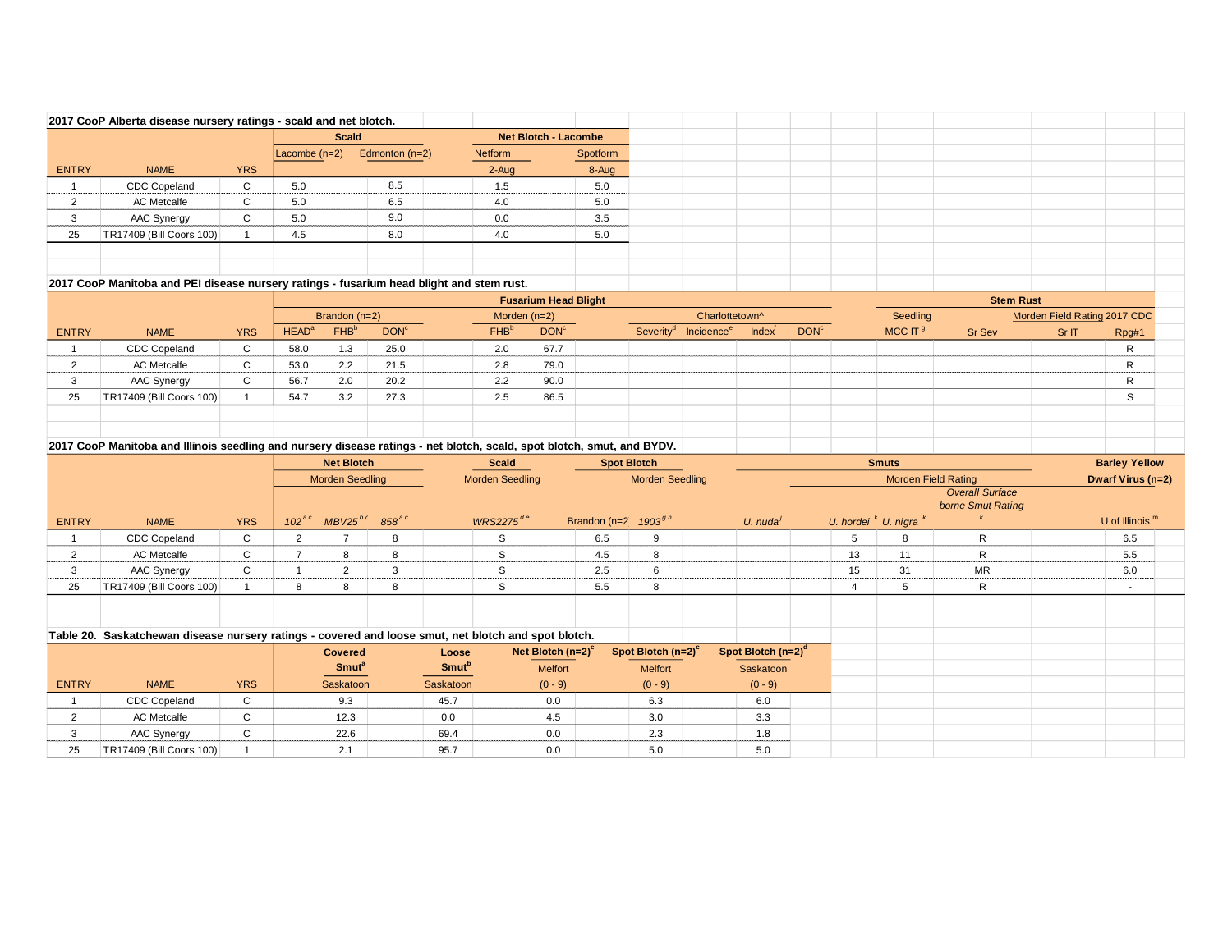**2017 CooP Alberta disease nursery ratings - scald and net blotch.**

| | | | Scald | | Net Blotch - Lacombe | |
|---|---|---|---|---|---|---|
| | | | Lacombe (n=2) | Edmonton (n=2) | Netform | Spotform |
| ENTRY | NAME | YRS | | | 2-Aug | 8-Aug |
| 1 | CDC Copeland | C | 5.0 | 8.5 | 1.5 | 5.0 |
| 2 | AC Metcalfe | C | 5.0 | 6.5 | 4.0 | 5.0 |
| 3 | AAC Synergy | C | 5.0 | 9.0 | 0.0 | 3.5 |
| 25 | TR17409 (Bill Coors 100) | 1 | 4.5 | 8.0 | 4.0 | 5.0 |

**2017 CooP Manitoba and PEI disease nursery ratings - fusarium head blight and stem rust.**

| | | | Fusarium Head Blight | | | | | | | | | Stem Rust | | | |
|---|---|---|---|---|---|---|---|---|---|---|---|---|---|---|---|
| | | | Brandon (n=2) | | | Morden (n=2) | | Charlottetown^ | | | | Seedling | Morden Field Rating 2017 CDC | | |
| ENTRY | NAME | YRS | HEAD[a] | FHB[b] | DON[c] | FHB[b] | DON[c] | Severity[d] | Incidence[e] | Index[f] | DON[c] | MCC IT [g] | Sr Sev | Sr IT | Rpg#1 |
| 1 | CDC Copeland | C | 58.0 | 1.3 | 25.0 | 2.0 | 67.7 | | | | | | | | R |
| 2 | AC Metcalfe | C | 53.0 | 2.2 | 21.5 | 2.8 | 79.0 | | | | | | | | R |
| 3 | AAC Synergy | C | 56.7 | 2.0 | 20.2 | 2.2 | 90.0 | | | | | | | | R |
| 25 | TR17409 (Bill Coors 100) | 1 | 54.7 | 3.2 | 27.3 | 2.5 | 86.5 | | | | | | | | S |

**2017 CooP Manitoba and Illinois seedling and nursery disease ratings - net blotch, scald, spot blotch, smut, and BYDV.**

| | | | Net Blotch | | | Scald | Spot Blotch | | Smuts | | | | Barley Yellow Dwarf Virus (n=2) |
|---|---|---|---|---|---|---|---|---|---|---|---|---|---|
| | | | Morden Seedling | | | Morden Seedling | Morden Seedling | | | Morden Field Rating | | | |
| | | | | | | | | | | | | Overall Surface borne Smut Rating | |
| ENTRY | NAME | YRS | *102* [a c] | *MBV25* [b c] | *858* [a c] | *WRS2275* [d e] | Brandon (n=2 | *1903* [g h] | *U. nuda* [j] | *U. hordei* [k] | *U. nigra* [k] | [k] | U of Illinois [m] |
| 1 | CDC Copeland | C | 2 | 7 | 8 | S | 6.5 | 9 | | 5 | 8 | R | 6.5 |
| 2 | AC Metcalfe | C | 7 | 8 | 8 | S | 4.5 | 8 | | 13 | 11 | R | 5.5 |
| 3 | AAC Synergy | C | 1 | 2 | 3 | S | 2.5 | 6 | | 15 | 31 | MR | 6.0 |
| 25 | TR17409 (Bill Coors 100) | 1 | 8 | 8 | 8 | S | 5.5 | 8 | | 4 | 5 | R | - |

**Table 20. Saskatchewan disease nursery ratings - covered and loose smut, net blotch and spot blotch.**

| | | | Covered Smut[a] | Loose Smut[b] | Net Blotch (n=2)[c] | Spot Blotch (n=2)[c] | Spot Blotch (n=2)[d] |
|---|---|---|---|---|---|---|---|
| | | | | | Melfort | Melfort | Saskatoon |
| ENTRY | NAME | YRS | Saskatoon | Saskatoon | (0 - 9) | (0 - 9) | (0 - 9) |
| 1 | CDC Copeland | C | 9.3 | 45.7 | 0.0 | 6.3 | 6.0 |
| 2 | AC Metcalfe | C | 12.3 | 0.0 | 4.5 | 3.0 | 3.3 |
| 3 | AAC Synergy | C | 22.6 | 69.4 | 0.0 | 2.3 | 1.8 |
| 25 | TR17409 (Bill Coors 100) | 1 | 2.1 | 95.7 | 0.0 | 5.0 | 5.0 |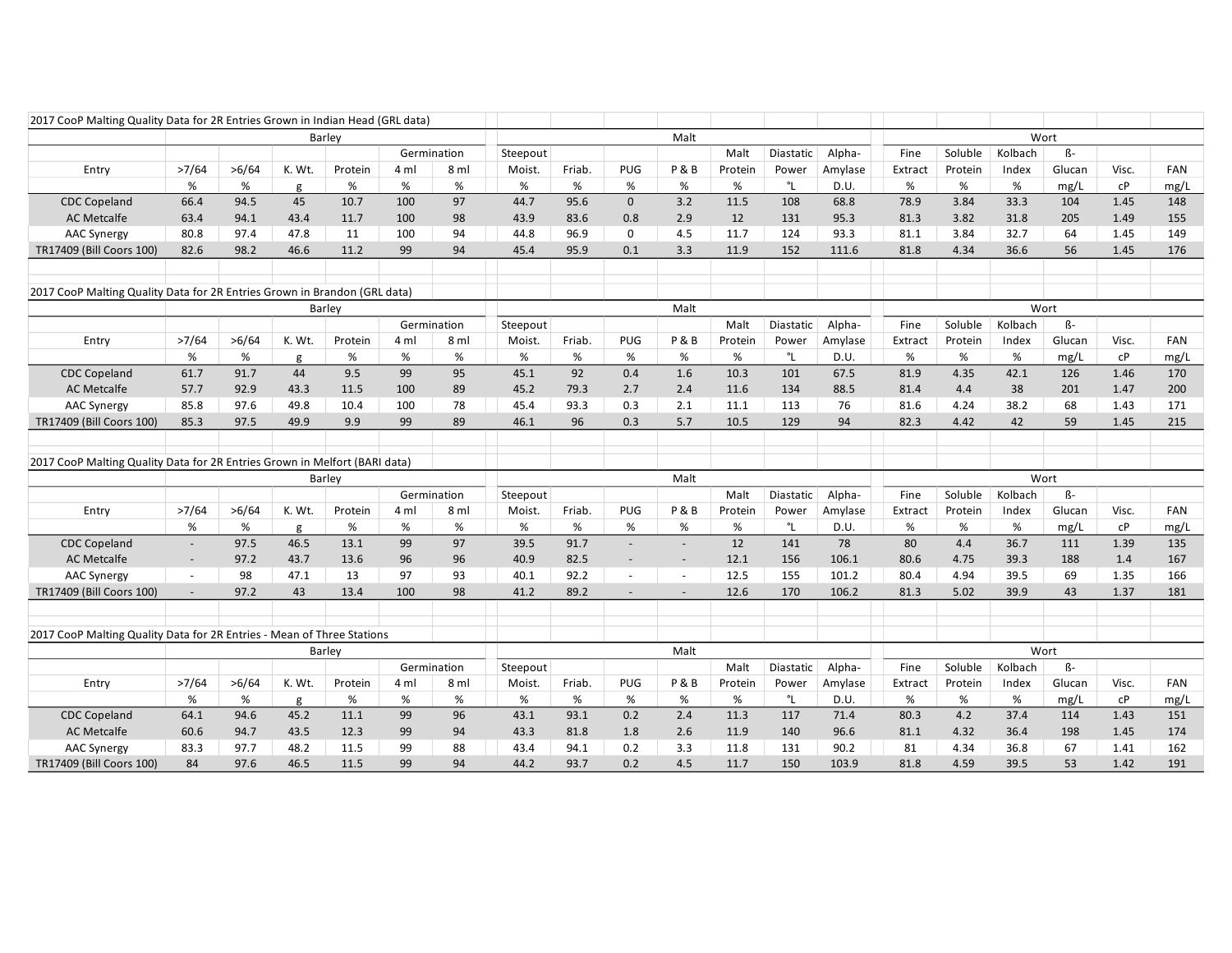## 2017 CooP Malting Quality Data for 2R Entries Grown in Indian Head (GRL data)

| | Barley | | | | | | Malt | | | | | | | Wort | | | | | |
|---|---|---|---|---|---|---|---|---|---|---|---|---|---|---|---|---|---|---|---|
| | | | | | Germination | | Steepout | | | | Malt | Diastatic | Alpha- | Fine | Soluble | Kolbach | ß- | | |
| Entry | >7/64 | >6/64 | K. Wt. | Protein | 4 ml | 8 ml | Moist. | Friab. | PUG | P & B | Protein | Power | Amylase | Extract | Protein | Index | Glucan | Visc. | FAN |
| | % | % | g | % | % | % | % | % | % | % | % | °L | D.U. | % | % | % | mg/L | cP | mg/L |
| CDC Copeland | 66.4 | 94.5 | 45 | 10.7 | 100 | 97 | 44.7 | 95.6 | 0 | 3.2 | 11.5 | 108 | 68.8 | 78.9 | 3.84 | 33.3 | 104 | 1.45 | 148 |
| AC Metcalfe | 63.4 | 94.1 | 43.4 | 11.7 | 100 | 98 | 43.9 | 83.6 | 0.8 | 2.9 | 12 | 131 | 95.3 | 81.3 | 3.82 | 31.8 | 205 | 1.49 | 155 |
| AAC Synergy | 80.8 | 97.4 | 47.8 | 11 | 100 | 94 | 44.8 | 96.9 | 0 | 4.5 | 11.7 | 124 | 93.3 | 81.1 | 3.84 | 32.7 | 64 | 1.45 | 149 |
| TR17409 (Bill Coors 100) | 82.6 | 98.2 | 46.6 | 11.2 | 99 | 94 | 45.4 | 95.9 | 0.1 | 3.3 | 11.9 | 152 | 111.6 | 81.8 | 4.34 | 36.6 | 56 | 1.45 | 176 |

## 2017 CooP Malting Quality Data for 2R Entries Grown in Brandon (GRL data)

| | Barley | | | | | | Malt | | | | | | | Wort | | | | | |
|---|---|---|---|---|---|---|---|---|---|---|---|---|---|---|---|---|---|---|---|
| | | | | | Germination | | Steepout | | | | Malt | Diastatic | Alpha- | Fine | Soluble | Kolbach | ß- | | |
| Entry | >7/64 | >6/64 | K. Wt. | Protein | 4 ml | 8 ml | Moist. | Friab. | PUG | P & B | Protein | Power | Amylase | Extract | Protein | Index | Glucan | Visc. | FAN |
| | % | % | g | % | % | % | % | % | % | % | % | °L | D.U. | % | % | % | mg/L | cP | mg/L |
| CDC Copeland | 61.7 | 91.7 | 44 | 9.5 | 99 | 95 | 45.1 | 92 | 0.4 | 1.6 | 10.3 | 101 | 67.5 | 81.9 | 4.35 | 42.1 | 126 | 1.46 | 170 |
| AC Metcalfe | 57.7 | 92.9 | 43.3 | 11.5 | 100 | 89 | 45.2 | 79.3 | 2.7 | 2.4 | 11.6 | 134 | 88.5 | 81.4 | 4.4 | 38 | 201 | 1.47 | 200 |
| AAC Synergy | 85.8 | 97.6 | 49.8 | 10.4 | 100 | 78 | 45.4 | 93.3 | 0.3 | 2.1 | 11.1 | 113 | 76 | 81.6 | 4.24 | 38.2 | 68 | 1.43 | 171 |
| TR17409 (Bill Coors 100) | 85.3 | 97.5 | 49.9 | 9.9 | 99 | 89 | 46.1 | 96 | 0.3 | 5.7 | 10.5 | 129 | 94 | 82.3 | 4.42 | 42 | 59 | 1.45 | 215 |

## 2017 CooP Malting Quality Data for 2R Entries Grown in Melfort (BARI data)

| | Barley | | | | | | Malt | | | | | | | Wort | | | | | |
|---|---|---|---|---|---|---|---|---|---|---|---|---|---|---|---|---|---|---|---|
| | | | | | Germination | | Steepout | | | | Malt | Diastatic | Alpha- | Fine | Soluble | Kolbach | ß- | | |
| Entry | >7/64 | >6/64 | K. Wt. | Protein | 4 ml | 8 ml | Moist. | Friab. | PUG | P & B | Protein | Power | Amylase | Extract | Protein | Index | Glucan | Visc. | FAN |
| | % | % | g | % | % | % | % | % | % | % | % | °L | D.U. | % | % | % | mg/L | cP | mg/L |
| CDC Copeland | - | 97.5 | 46.5 | 13.1 | 99 | 97 | 39.5 | 91.7 | - | - | 12 | 141 | 78 | 80 | 4.4 | 36.7 | 111 | 1.39 | 135 |
| AC Metcalfe | - | 97.2 | 43.7 | 13.6 | 96 | 96 | 40.9 | 82.5 | - | - | 12.1 | 156 | 106.1 | 80.6 | 4.75 | 39.3 | 188 | 1.4 | 167 |
| AAC Synergy | - | 98 | 47.1 | 13 | 97 | 93 | 40.1 | 92.2 | - | - | 12.5 | 155 | 101.2 | 80.4 | 4.94 | 39.5 | 69 | 1.35 | 166 |
| TR17409 (Bill Coors 100) | - | 97.2 | 43 | 13.4 | 100 | 98 | 41.2 | 89.2 | - | - | 12.6 | 170 | 106.2 | 81.3 | 5.02 | 39.9 | 43 | 1.37 | 181 |

## 2017 CooP Malting Quality Data for 2R Entries - Mean of Three Stations

| | Barley | | | | | | Malt | | | | | | | Wort | | | | | |
|---|---|---|---|---|---|---|---|---|---|---|---|---|---|---|---|---|---|---|---|
| | | | | | Germination | | Steepout | | | | Malt | Diastatic | Alpha- | Fine | Soluble | Kolbach | ß- | | |
| Entry | >7/64 | >6/64 | K. Wt. | Protein | 4 ml | 8 ml | Moist. | Friab. | PUG | P & B | Protein | Power | Amylase | Extract | Protein | Index | Glucan | Visc. | FAN |
| | % | % | g | % | % | % | % | % | % | % | % | °L | D.U. | % | % | % | mg/L | cP | mg/L |
| CDC Copeland | 64.1 | 94.6 | 45.2 | 11.1 | 99 | 96 | 43.1 | 93.1 | 0.2 | 2.4 | 11.3 | 117 | 71.4 | 80.3 | 4.2 | 37.4 | 114 | 1.43 | 151 |
| AC Metcalfe | 60.6 | 94.7 | 43.5 | 12.3 | 99 | 94 | 43.3 | 81.8 | 1.8 | 2.6 | 11.9 | 140 | 96.6 | 81.1 | 4.32 | 36.4 | 198 | 1.45 | 174 |
| AAC Synergy | 83.3 | 97.7 | 48.2 | 11.5 | 99 | 88 | 43.4 | 94.1 | 0.2 | 3.3 | 11.8 | 131 | 90.2 | 81 | 4.34 | 36.8 | 67 | 1.41 | 162 |
| TR17409 (Bill Coors 100) | 84 | 97.6 | 46.5 | 11.5 | 99 | 94 | 44.2 | 93.7 | 0.2 | 4.5 | 11.7 | 150 | 103.9 | 81.8 | 4.59 | 39.5 | 53 | 1.42 | 191 |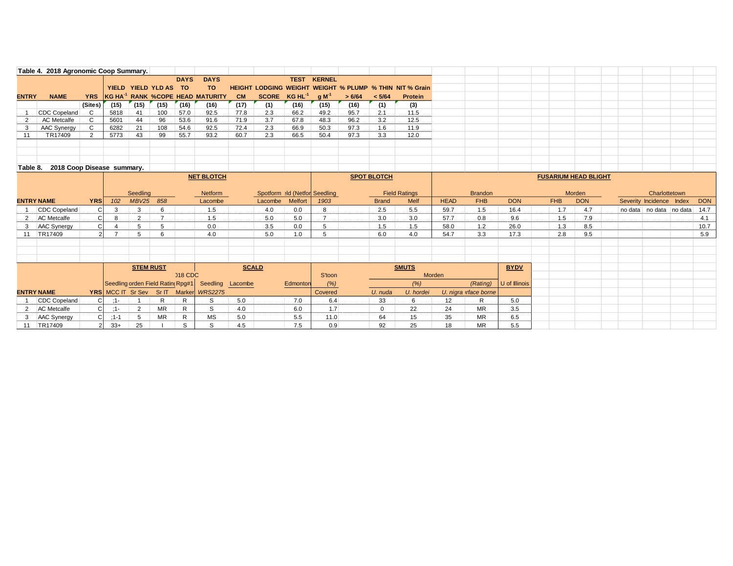## Table 4. 2018 Agronomic Coop Summary.

| ENTRY | NAME | YRS | YIELD KG HA$^{-1}$ | YIELD RANK | YLD AS %COPE | DAYS TO HEAD | DAYS TO MATURITY | HEIGHT CM | LODGING SCORE | TEST WEIGHT KG HL$^{-1}$ | KERNEL WEIGHT g M$^{-1}$ | % PLUMP > 6/64 | % THIN < 5/64 | NIT % Grain Protein |
|---|---|---|---|---|---|---|---|---|---|---|---|---|---|---|
| | | (Sites) | (15) | (15) | (15) | (16) | (16) | (17) | (1) | (16) | (15) | (16) | (1) | (3) |
| 1 | CDC Copeland | C | 5818 | 41 | 100 | 57.0 | 92.5 | 77.8 | 2.3 | 66.2 | 49.2 | 95.7 | 2.1 | 11.5 |
| 2 | AC Metcalfe | C | 5601 | 44 | 96 | 53.6 | 91.6 | 71.9 | 3.7 | 67.8 | 48.3 | 96.2 | 3.2 | 12.5 |
| 3 | AAC Synergy | C | 6282 | 21 | 108 | 54.6 | 92.5 | 72.4 | 2.3 | 66.9 | 50.3 | 97.3 | 1.6 | 11.9 |
| 11 | TR17409 | 2 | 5773 | 43 | 99 | 55.7 | 93.2 | 60.7 | 2.3 | 66.5 | 50.4 | 97.3 | 3.3 | 12.0 |

## Table 8. 2018 Coop Disease summary.

| | | | NET BLOTCH | | | | | | | SPOT BLOTCH | | | FUSARIUM HEAD BLIGHT | | | | | | | | |
|---|---|---|---|---|---|---|---|---|---|---|---|---|---|---|---|---|---|---|---|---|---|
| | | | Seedling | | | Netform | Spotform | Field (Netform) | | Seedling | Field Ratings | | Brandon | | | Morden | | Charlottetown | | | |
| ENTRY | NAME | YRS | 102 | MBV25 | 858 | Lacombe | Lacombe | Melfort | | 1903 | Brand | Melf | HEAD | FHB | DON | FHB | DON | Severity | Incidence | Index | DON |
| 1 | CDC Copeland | C | 3 | 3 | 6 | 1.5 | 4.0 | 0.0 | | 8 | 2.5 | 5.5 | 59.7 | 1.5 | 16.4 | 1.7 | 4.7 | no data | no data | no data | 14.7 |
| 2 | AC Metcalfe | C | 8 | 2 | 7 | 1.5 | 5.0 | 5.0 | | 7 | 3.0 | 3.0 | 57.7 | 0.8 | 9.6 | 1.5 | 7.9 | | | | 4.1 |
| 3 | AAC Synergy | C | 4 | 5 | 5 | 0.0 | 3.5 | 0.0 | | 5 | 1.5 | 1.5 | 58.0 | 1.2 | 26.0 | 1.3 | 8.5 | | | | 10.7 |
| 11 | TR17409 | 2 | 7 | 5 | 6 | 4.0 | 5.0 | 1.0 | | 5 | 6.0 | 4.0 | 54.7 | 3.3 | 17.3 | 2.8 | 9.5 | | | | 5.9 |

| | | | STEM RUST | | | | SCALD | | | SMUTS | | | | | BYDV |
|---|---|---|---|---|---|---|---|---|---|---|---|---|---|---|---|
| | | | Seedling | Morden Field Rating | | 2018 CDC Rpg#1 | Seedling | Lacombe | Edmonton | S'toon (%) | Morden (%) | | | (Rating) | U of Illinois |
| ENTRY | NAME | YRS | MCC IT | Sr Sev | Sr IT | Marker | *WRS2275* | | | Covered | *U. nuda* | *U. hordei* | *U. nigra* | Surface borne | |
| 1 | CDC Copeland | C | ;1- | 1 | R | R | S | 5.0 | 7.0 | 6.4 | 33 | 6 | 12 | R | 5.0 |
| 2 | AC Metcalfe | C | ;1- | 2 | MR | R | S | 4.0 | 6.0 | 1.7 | 0 | 22 | 24 | MR | 3.5 |
| 3 | AAC Synergy | C | ;1-1 | 5 | MR | R | MS | 5.0 | 5.5 | 11.0 | 64 | 15 | 35 | MR | 6.5 |
| 11 | TR17409 | 2 | 33+ | 25 | I | S | S | 4.5 | 7.5 | 0.9 | 92 | 25 | 18 | MR | 5.5 |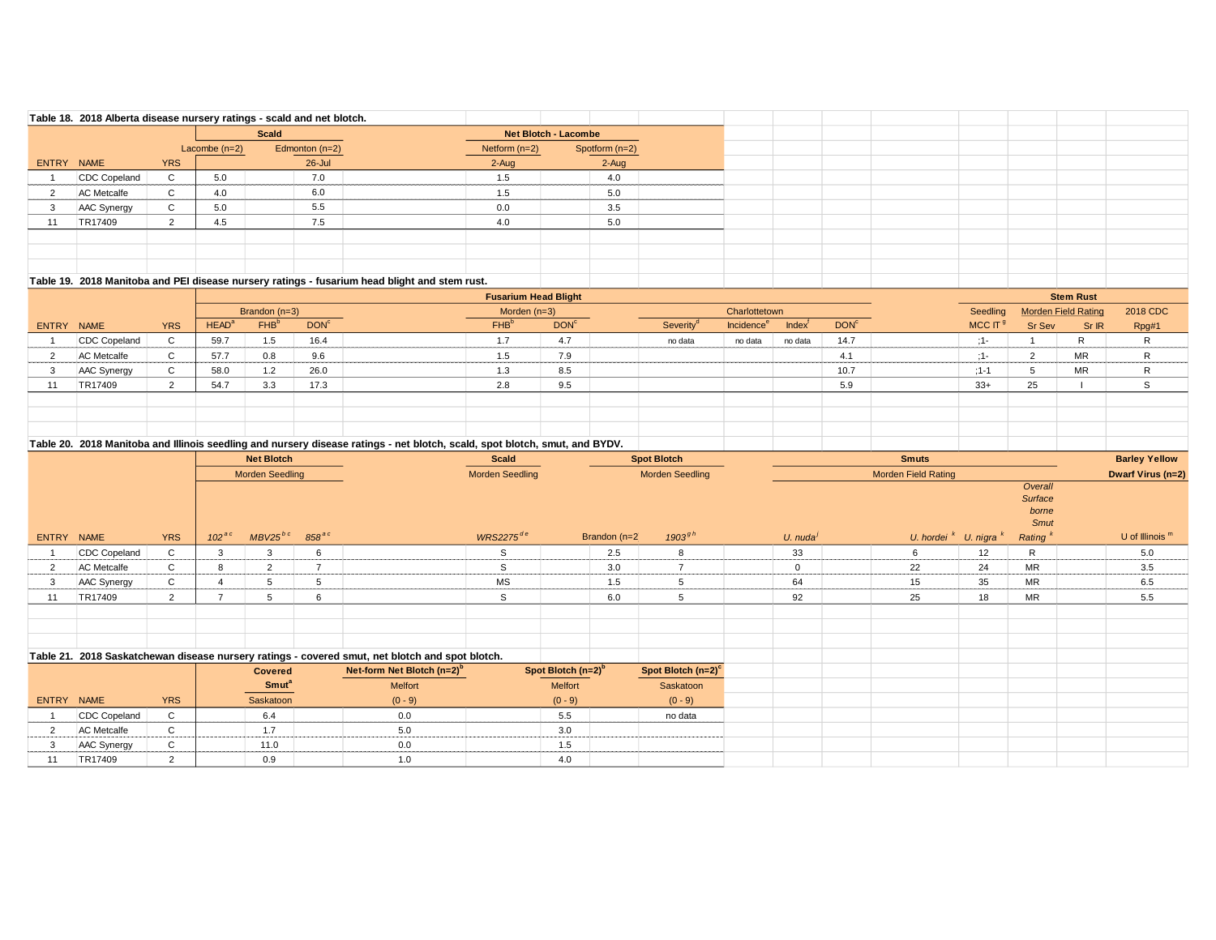**Table 18. 2018 Alberta disease nursery ratings - scald and net blotch.**

| | | | Scald | | Net Blotch - Lacombe | |
|---|---|---|---|---|---|---|
| | | | Lacombe (n=2) | Edmonton (n=2) | Netform (n=2) | Spotform (n=2) |
| ENTRY | NAME | YRS | | 26-Jul | 2-Aug | 2-Aug |
| 1 | CDC Copeland | C | 5.0 | 7.0 | 1.5 | 4.0 |
| 2 | AC Metcalfe | C | 4.0 | 6.0 | 1.5 | 5.0 |
| 3 | AAC Synergy | C | 5.0 | 5.5 | 0.0 | 3.5 |
| 11 | TR17409 | 2 | 4.5 | 7.5 | 4.0 | 5.0 |

**Table 19. 2018 Manitoba and PEI disease nursery ratings - fusarium head blight and stem rust.**

| | | | Fusarium Head Blight | | | | | | | | | Stem Rust | | | |
|---|---|---|---|---|---|---|---|---|---|---|---|---|---|---|---|
| | | | Brandon (n=3) | | | Morden (n=3) | | Charlottetown | | | | Seedling | Morden Field Rating | | 2018 CDC |
| ENTRY | NAME | YRS | HEAD[a] | FHB[b] | DON[c] | FHB[b] | DON[c] | Severity[d] | Incidence[e] | Index[f] | DON[c] | MCC IT[g] | Sr Sev | Sr IR | Rpg#1 |
| 1 | CDC Copeland | C | 59.7 | 1.5 | 16.4 | 1.7 | 4.7 | no data | no data | no data | 14.7 | ;1- | 1 | R | R |
| 2 | AC Metcalfe | C | 57.7 | 0.8 | 9.6 | 1.5 | 7.9 | | | | 4.1 | ;1- | 2 | MR | R |
| 3 | AAC Synergy | C | 58.0 | 1.2 | 26.0 | 1.3 | 8.5 | | | | 10.7 | ;1-1 | 5 | MR | R |
| 11 | TR17409 | 2 | 54.7 | 3.3 | 17.3 | 2.8 | 9.5 | | | | 5.9 | 33+ | 25 | I | S |

**Table 20. 2018 Manitoba and Illinois seedling and nursery disease ratings - net blotch, scald, spot blotch, smut, and BYDV.**

| | | | Net Blotch | | | Scald | Spot Blotch | | Smuts | | | | Barley Yellow Dwarf Virus (n=2) |
|---|---|---|---|---|---|---|---|---|---|---|---|---|---|
| | | | Morden Seedling | | | Morden Seedling | Morden Seedling | | Morden Field Rating | | | | |
| ENTRY | NAME | YRS | *102*[a c] | *MBV25*[b c] | *858*[a c] | *WRS2275*[d e] | Brandon (n=2 | *1903*[g h] | *U. nuda*[j] | *U. hordei*[k] | *U. nigra*[k] | *Overall Surface borne Smut Rating*[k] | U of Illinois[m] |
| 1 | CDC Copeland | C | 3 | 3 | 6 | S | 2.5 | 8 | 33 | 6 | 12 | R | 5.0 |
| 2 | AC Metcalfe | C | 8 | 2 | 7 | S | 3.0 | 7 | 0 | 22 | 24 | MR | 3.5 |
| 3 | AAC Synergy | C | 4 | 5 | 5 | MS | 1.5 | 5 | 64 | 15 | 35 | MR | 6.5 |
| 11 | TR17409 | 2 | 7 | 5 | 6 | S | 6.0 | 5 | 92 | 25 | 18 | MR | 5.5 |

**Table 21. 2018 Saskatchewan disease nursery ratings - covered smut, net blotch and spot blotch.**

| | | | Covered Smut[a] | Net-form Net Blotch (n=2)[b] | Spot Blotch (n=2)[b] | Spot Blotch (n=2)[c] |
|---|---|---|---|---|---|---|
| | | | | Melfort | Melfort | Saskatoon |
| ENTRY | NAME | YRS | Saskatoon | (0 - 9) | (0 - 9) | (0 - 9) |
| 1 | CDC Copeland | C | 6.4 | 0.0 | 5.5 | no data |
| 2 | AC Metcalfe | C | 1.7 | 5.0 | 3.0 | |
| 3 | AAC Synergy | C | 11.0 | 0.0 | 1.5 | |
| 11 | TR17409 | 2 | 0.9 | 1.0 | 4.0 | |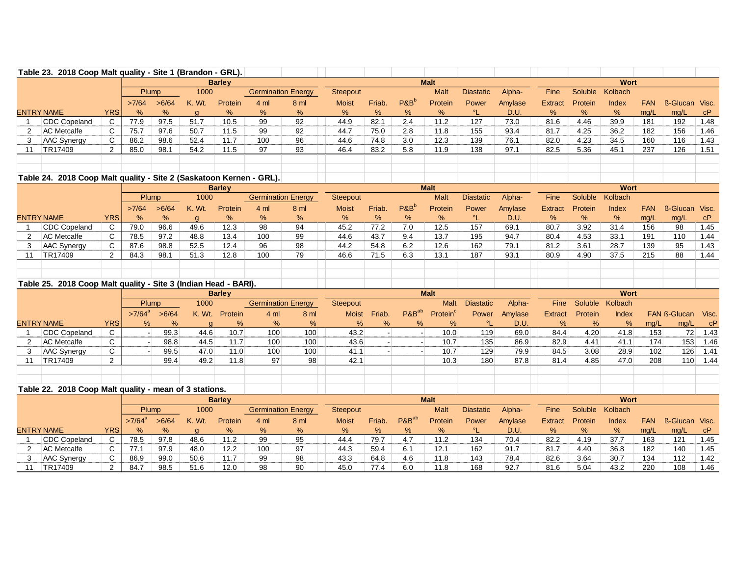**Table 23. 2018 Coop Malt quality - Site 1 (Brandon - GRL).**

| | | | Barley | | | | | | Malt | | | | | | | Wort | | | | | | |
|---|---|---|---|---|---|---|---|---|---|---|---|---|---|---|---|---|---|---|---|---|---|---|
| | | | Plump | | 1000 | | Germination Energy | | Steepout | | | Malt | Diastatic | Alpha- | Fine | Soluble | Kolbach | | | |
| | | | >7/64 | >6/64 | K. Wt. | Protein | 4 ml | 8 ml | Moist | Friab. | P&B[b] | Protein | Power | Amylase | Extract | Protein | Index | FAN | ß-Glucan | Visc. |
| ENTRY | NAME | YRS | % | % | g | % | % | % | % | % | % | % | °L | D.U. | % | % | % | mg/L | mg/L | cP |
| 1 | CDC Copeland | C | 77.9 | 97.5 | 51.7 | 10.5 | 99 | 92 | 44.9 | 82.1 | 2.4 | 11.2 | 127 | 73.0 | 81.6 | 4.46 | 39.9 | 181 | 192 | 1.48 |
| 2 | AC Metcalfe | C | 75.7 | 97.6 | 50.7 | 11.5 | 99 | 92 | 44.7 | 75.0 | 2.8 | 11.8 | 155 | 93.4 | 81.7 | 4.25 | 36.2 | 182 | 156 | 1.46 |
| 3 | AAC Synergy | C | 86.2 | 98.6 | 52.4 | 11.7 | 100 | 96 | 44.6 | 74.8 | 3.0 | 12.3 | 139 | 76.1 | 82.0 | 4.23 | 34.5 | 160 | 116 | 1.43 |
| 11 | TR17409 | 2 | 85.0 | 98.1 | 54.2 | 11.5 | 97 | 93 | 46.4 | 83.2 | 5.8 | 11.9 | 138 | 97.1 | 82.5 | 5.36 | 45.1 | 237 | 126 | 1.51 |

**Table 24. 2018 Coop Malt quality - Site 2 (Saskatoon Kernen - GRL).**

| | | | Barley | | | | | | Malt | | | | | | | Wort | | | | | | |
|---|---|---|---|---|---|---|---|---|---|---|---|---|---|---|---|---|---|---|---|---|---|---|
| | | | Plump | | 1000 | | Germination Energy | | Steepout | | | Malt | Diastatic | Alpha- | Fine | Soluble | Kolbach | | | |
| | | | >7/64 | >6/64 | K. Wt. | Protein | 4 ml | 8 ml | Moist | Friab. | P&B[b] | Protein | Power | Amylase | Extract | Protein | Index | FAN | ß-Glucan | Visc. |
| ENTRY | NAME | YRS | % | % | g | % | % | % | % | % | % | % | °L | D.U. | % | % | % | mg/L | mg/L | cP |
| 1 | CDC Copeland | C | 79.0 | 96.6 | 49.6 | 12.3 | 98 | 94 | 45.2 | 77.2 | 7.0 | 12.5 | 157 | 69.1 | 80.7 | 3.92 | 31.4 | 156 | 98 | 1.45 |
| 2 | AC Metcalfe | C | 78.5 | 97.2 | 48.8 | 13.4 | 100 | 99 | 44.6 | 43.7 | 9.4 | 13.7 | 195 | 94.7 | 80.4 | 4.53 | 33.1 | 191 | 110 | 1.44 |
| 3 | AAC Synergy | C | 87.6 | 98.8 | 52.5 | 12.4 | 96 | 98 | 44.2 | 54.8 | 6.2 | 12.6 | 162 | 79.1 | 81.2 | 3.61 | 28.7 | 139 | 95 | 1.43 |
| 11 | TR17409 | 2 | 84.3 | 98.1 | 51.3 | 12.8 | 100 | 79 | 46.6 | 71.5 | 6.3 | 13.1 | 187 | 93.1 | 80.9 | 4.90 | 37.5 | 215 | 88 | 1.44 |

**Table 25. 2018 Coop Malt quality - Site 3 (Indian Head - BARI).**

| | | | Barley | | | | | | Malt | | | | | | | Wort | | | | | | |
|---|---|---|---|---|---|---|---|---|---|---|---|---|---|---|---|---|---|---|---|---|---|---|
| | | | Plump | | 1000 | | Germination Energy | | Steepout | | | Malt | Diastatic | Alpha- | Fine | Soluble | Kolbach | | | |
| | | | >7/64[a] | >6/64 | K. Wt. | Protein | 4 ml | 8 ml | Moist | Friab. | P&B[ab] | Protein[c] | Power | Amylase | Extract | Protein | Index | FAN | ß-Glucan | Visc. |
| ENTRY | NAME | YRS | % | % | g | % | % | % | % | % | % | % | °L | D.U. | % | % | % | mg/L | mg/L | cP |
| 1 | CDC Copeland | C | - | 99.3 | 44.6 | 10.7 | 100 | 100 | 43.2 | - | - | 10.0 | 119 | 69.0 | 84.4 | 4.20 | 41.8 | 153 | 72 | 1.43 |
| 2 | AC Metcalfe | C | - | 98.8 | 44.5 | 11.7 | 100 | 100 | 43.6 | - | - | 10.7 | 135 | 86.9 | 82.9 | 4.41 | 41.1 | 174 | 153 | 1.46 |
| 3 | AAC Synergy | C | - | 99.5 | 47.0 | 11.0 | 100 | 100 | 41.1 | - | - | 10.7 | 129 | 79.9 | 84.5 | 3.08 | 28.9 | 102 | 126 | 1.41 |
| 11 | TR17409 | 2 | | 99.4 | 49.2 | 11.8 | 97 | 98 | 42.1 | | | 10.3 | 180 | 87.8 | 81.4 | 4.85 | 47.0 | 208 | 110 | 1.44 |

**Table 22. 2018 Coop Malt quality - mean of 3 stations.**

| | | | Barley | | | | | | Malt | | | | | | | Wort | | | | | | |
|---|---|---|---|---|---|---|---|---|---|---|---|---|---|---|---|---|---|---|---|---|---|---|
| | | | Plump | | 1000 | | Germination Energy | | Steepout | | | Malt | Diastatic | Alpha- | Fine | Soluble | Kolbach | | | |
| | | | >7/64[a] | >6/64 | K. Wt. | Protein | 4 ml | 8 ml | Moist | Friab. | P&B[ab] | Protein | Power | Amylase | Extract | Protein | Index | FAN | ß-Glucan | Visc. |
| ENTRY | NAME | YRS | % | % | g | % | % | % | % | % | % | % | °L | D.U. | % | % | % | mg/L | mg/L | cP |
| 1 | CDC Copeland | C | 78.5 | 97.8 | 48.6 | 11.2 | 99 | 95 | 44.4 | 79.7 | 4.7 | 11.2 | 134 | 70.4 | 82.2 | 4.19 | 37.7 | 163 | 121 | 1.45 |
| 2 | AC Metcalfe | C | 77.1 | 97.9 | 48.0 | 12.2 | 100 | 97 | 44.3 | 59.4 | 6.1 | 12.1 | 162 | 91.7 | 81.7 | 4.40 | 36.8 | 182 | 140 | 1.45 |
| 3 | AAC Synergy | C | 86.9 | 99.0 | 50.6 | 11.7 | 99 | 98 | 43.3 | 64.8 | 4.6 | 11.8 | 143 | 78.4 | 82.6 | 3.64 | 30.7 | 134 | 112 | 1.42 |
| 11 | TR17409 | 2 | 84.7 | 98.5 | 51.6 | 12.0 | 98 | 90 | 45.0 | 77.4 | 6.0 | 11.8 | 168 | 92.7 | 81.6 | 5.04 | 43.2 | 220 | 108 | 1.46 |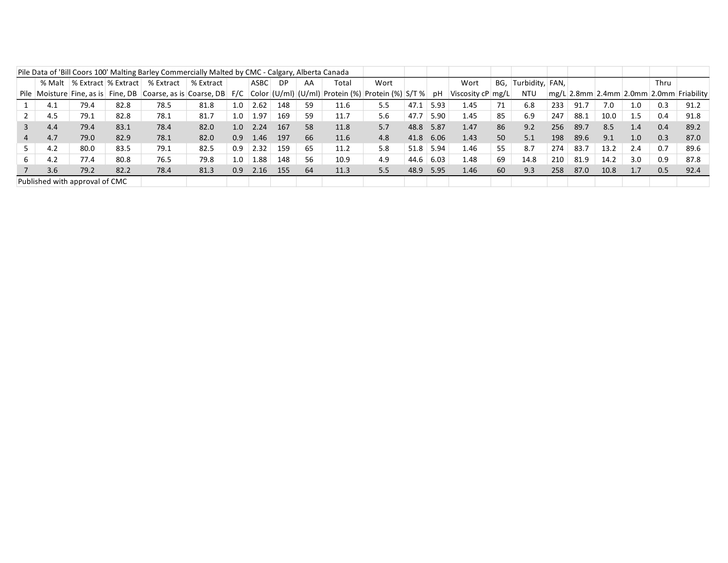Pile Data of 'Bill Coors 100' Malting Barley Commercially Malted by CMC - Calgary, Alberta Canada

| Pile | % Malt Moisture | % Extract Fine, as is | % Extract Fine, DB | % Extract Coarse, as is | % Extract Coarse, DB | F/C | ASBC Color | DP (U/ml) | AA (U/ml) | Total Protein (%) | Wort Protein (%) | S/T % | pH | Wort Viscosity cP | BG, mg/L | Turbidity, NTU | FAN, mg/L | 2.8mm | 2.4mm | 2.0mm | Thru 2.0mm | Friability |
|---|---|---|---|---|---|---|---|---|---|---|---|---|---|---|---|---|---|---|---|---|---|---|
| 1 | 4.1 | 79.4 | 82.8 | 78.5 | 81.8 | 1.0 | 2.62 | 148 | 59 | 11.6 | 5.5 | 47.1 | 5.93 | 1.45 | 71 | 6.8 | 233 | 91.7 | 7.0 | 1.0 | 0.3 | 91.2 |
| 2 | 4.5 | 79.1 | 82.8 | 78.1 | 81.7 | 1.0 | 1.97 | 169 | 59 | 11.7 | 5.6 | 47.7 | 5.90 | 1.45 | 85 | 6.9 | 247 | 88.1 | 10.0 | 1.5 | 0.4 | 91.8 |
| 3 | 4.4 | 79.4 | 83.1 | 78.4 | 82.0 | 1.0 | 2.24 | 167 | 58 | 11.8 | 5.7 | 48.8 | 5.87 | 1.47 | 86 | 9.2 | 256 | 89.7 | 8.5 | 1.4 | 0.4 | 89.2 |
| 4 | 4.7 | 79.0 | 82.9 | 78.1 | 82.0 | 0.9 | 1.46 | 197 | 66 | 11.6 | 4.8 | 41.8 | 6.06 | 1.43 | 50 | 5.1 | 198 | 89.6 | 9.1 | 1.0 | 0.3 | 87.0 |
| 5 | 4.2 | 80.0 | 83.5 | 79.1 | 82.5 | 0.9 | 2.32 | 159 | 65 | 11.2 | 5.8 | 51.8 | 5.94 | 1.46 | 55 | 8.7 | 274 | 83.7 | 13.2 | 2.4 | 0.7 | 89.6 |
| 6 | 4.2 | 77.4 | 80.8 | 76.5 | 79.8 | 1.0 | 1.88 | 148 | 56 | 10.9 | 4.9 | 44.6 | 6.03 | 1.48 | 69 | 14.8 | 210 | 81.9 | 14.2 | 3.0 | 0.9 | 87.8 |
| 7 | 3.6 | 79.2 | 82.2 | 78.4 | 81.3 | 0.9 | 2.16 | 155 | 64 | 11.3 | 5.5 | 48.9 | 5.95 | 1.46 | 60 | 9.3 | 258 | 87.0 | 10.8 | 1.7 | 0.5 | 92.4 |

Published with approval of CMC